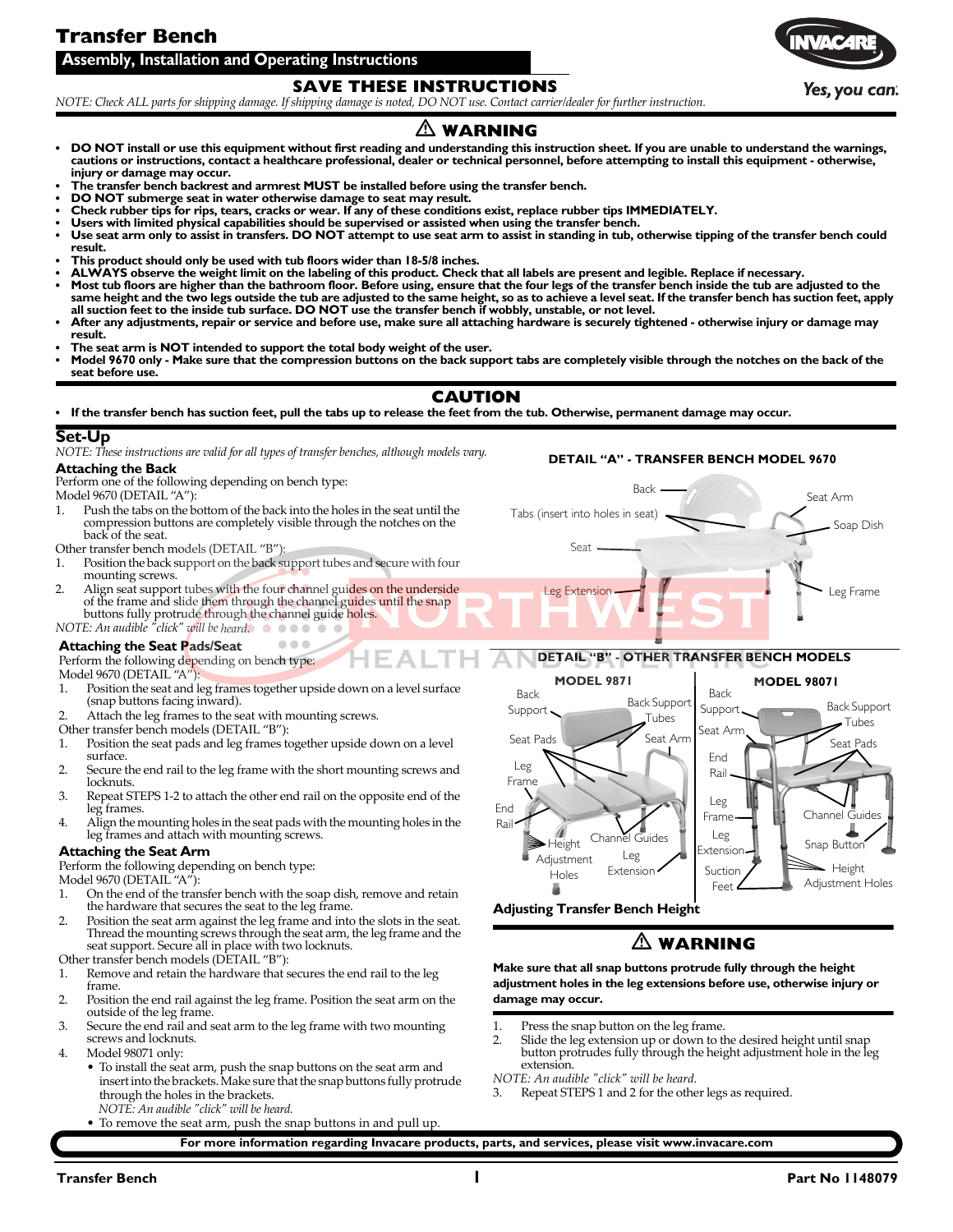# Transfer Bench

## Assembly, Installation and Operating Instructions

**SAVE THESE INSTRUCTIONS**

*NOTE: Check ALL parts for shipping damage. If shipping damage is noted, DO NOT use. Contact carrier/dealer for further instruction.*

## ⚠ WARNING

- **DO NOT install or use this equipment without first reading and understanding this instruction sheet. If you are unable to understand the warnings, cautions or instructions, contact a healthcare professional, dealer or technical personnel, before attempting to install this equipment - otherwise, injury or damage may occur.**
- **The transfer bench backrest and armrest MUST be installed before using the transfer bench.**
- **DO NOT submerge seat in water otherwise damage to seat may result.**
- **Check rubber tips for rips, tears, cracks or wear. If any of these conditions exist, replace rubber tips IMMEDIATELY.**
- **Users with limited physical capabilities should be supervised or assisted when using the transfer bench.**
- **Use seat arm only to assist in transfers. DO NOT attempt to use seat arm to assist in standing in tub, otherwise tipping of the transfer bench could result.**
- **This product should only be used with tub floors wider than 18-5/8 inches.**
- **ALWAYS observe the weight limit on the labeling of this product. Check that all labels are present and legible. Replace if necessary.**
- **Most tub floors are higher than the bathroom floor. Before using, ensure that the four legs of the transfer bench inside the tub are adjusted to the same height and the two legs outside the tub are adjusted to the same height, so as to achieve a level seat. If the transfer bench has suction feet, apply all suction feet to the inside tub surface. DO NOT use the transfer bench if wobbly, unstable, or not level.**
- **After any adjustments, repair or service and before use, make sure all attaching hardware is securely tightened - otherwise injury or damage may result.**
- **The seat arm is NOT intended to support the total body weight of the user.**
- **Model 9670 only - Make sure that the compression buttons on the back support tabs are completely visible through the notches on the back of the seat before use.**

## CAUTION

- **If the transfer bench has suction feet, pull the tabs up to release the feet from the tub. Otherwise, permanent damage may occur.**

## Set-Up

*NOTE: These instructions are valid for all types of transfer benches, although models vary.*

### Attaching the Back

Perform one of the following depending on bench type:

Model 9670 (DETAIL "A"):

1. Push the tabs on the bottom of the back into the holes in the seat until the compression buttons are completely visible through the notches on the back of the seat.

Other transfer bench models (DETAIL "B"):

1. Position the back support on the back support tubes and secure with four mounting screws.
2. Align seat support tubes with the four channel guides on the underside of the frame and slide them through the channel guides until the snap buttons fully protrude through the channel guide holes.

*NOTE: An audible "click" will be heard.*

### Attaching the Seat Pads/Seat

Perform the following depending on bench type:

Model 9670 (DETAIL "A"):

1. Position the seat and leg frames together upside down on a level surface (snap buttons facing inward).
2. Attach the leg frames to the seat with mounting screws.

Other transfer bench models (DETAIL "B"):

1. Position the seat pads and leg frames together upside down on a level surface.
2. Secure the end rail to the leg frame with the short mounting screws and locknuts.
3. Repeat STEPS 1-2 to attach the other end rail on the opposite end of the leg frames.
4. Align the mounting holes in the seat pads with the mounting holes in the leg frames and attach with mounting screws.

### Attaching the Seat Arm

Perform the following depending on bench type:

Model 9670 (DETAIL "A"):

1. On the end of the transfer bench with the soap dish, remove and retain the hardware that secures the seat to the leg frame.
2. Position the seat arm against the leg frame and into the slots in the seat. Thread the mounting screws through the seat arm, the leg frame and the seat support. Secure all in place with two locknuts.

Other transfer bench models (DETAIL "B"):

1. Remove and retain the hardware that secures the end rail to the leg frame.
2. Position the end rail against the leg frame. Position the seat arm on the outside of the leg frame.
3. Secure the end rail and seat arm to the leg frame with two mounting screws and locknuts.
4. Model 98071 only:
   - To install the seat arm, push the snap buttons on the seat arm and insert into the brackets. Make sure that the snap buttons fully protrude through the holes in the brackets.
     *NOTE: An audible "click" will be heard.*
   - To remove the seat arm, push the snap buttons in and pull up.

**DETAIL "A" - TRANSFER BENCH MODEL 9670**

Back; Tabs (insert into holes in seat); Seat; Leg Extension; Seat Arm; Soap Dish; Leg Frame

**DETAIL "B" - OTHER TRANSFER BENCH MODELS**

**MODEL 9871**: Back Support; Back Support Tubes; Seat Pads; Seat Arm; Leg Frame; End Rail; Height Adjustment Holes; Channel Guides; Leg Extension

**MODEL 98071**: Back Support; Back Support Tubes; Seat Arm; End Rail; Seat Pads; Leg Frame; Channel Guides; Leg Extension; Snap Button; Suction Feet; Height Adjustment Holes

### Adjusting Transfer Bench Height

## ⚠ WARNING

**Make sure that all snap buttons protrude fully through the height adjustment holes in the leg extensions before use, otherwise injury or damage may occur.**

1. Press the snap button on the leg frame.
2. Slide the leg extension up or down to the desired height until snap button protrudes fully through the height adjustment hole in the leg extension.

*NOTE: An audible "click" will be heard.*

3. Repeat STEPS 1 and 2 for the other legs as required.

**For more information regarding Invacare products, parts, and services, please visit www.invacare.com**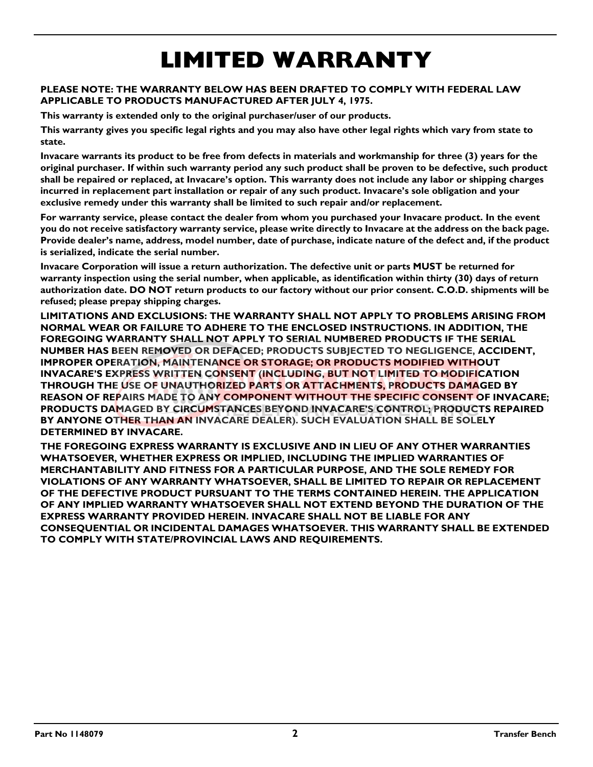# LIMITED WARRANTY

**PLEASE NOTE: THE WARRANTY BELOW HAS BEEN DRAFTED TO COMPLY WITH FEDERAL LAW APPLICABLE TO PRODUCTS MANUFACTURED AFTER JULY 4, 1975.**

**This warranty is extended only to the original purchaser/user of our products.**

**This warranty gives you specific legal rights and you may also have other legal rights which vary from state to state.**

**Invacare warrants its product to be free from defects in materials and workmanship for three (3) years for the original purchaser. If within such warranty period any such product shall be proven to be defective, such product shall be repaired or replaced, at Invacare's option. This warranty does not include any labor or shipping charges incurred in replacement part installation or repair of any such product. Invacare's sole obligation and your exclusive remedy under this warranty shall be limited to such repair and/or replacement.**

**For warranty service, please contact the dealer from whom you purchased your Invacare product. In the event you do not receive satisfactory warranty service, please write directly to Invacare at the address on the back page. Provide dealer's name, address, model number, date of purchase, indicate nature of the defect and, if the product is serialized, indicate the serial number.**

**Invacare Corporation will issue a return authorization. The defective unit or parts MUST be returned for warranty inspection using the serial number, when applicable, as identification within thirty (30) days of return authorization date. DO NOT return products to our factory without our prior consent. C.O.D. shipments will be refused; please prepay shipping charges.**

**LIMITATIONS AND EXCLUSIONS: THE WARRANTY SHALL NOT APPLY TO PROBLEMS ARISING FROM NORMAL WEAR OR FAILURE TO ADHERE TO THE ENCLOSED INSTRUCTIONS. IN ADDITION, THE FOREGOING WARRANTY SHALL NOT APPLY TO SERIAL NUMBERED PRODUCTS IF THE SERIAL NUMBER HAS BEEN REMOVED OR DEFACED; PRODUCTS SUBJECTED TO NEGLIGENCE, ACCIDENT, IMPROPER OPERATION, MAINTENANCE OR STORAGE; OR PRODUCTS MODIFIED WITHOUT INVACARE'S EXPRESS WRITTEN CONSENT (INCLUDING, BUT NOT LIMITED TO MODIFICATION THROUGH THE USE OF UNAUTHORIZED PARTS OR ATTACHMENTS, PRODUCTS DAMAGED BY REASON OF REPAIRS MADE TO ANY COMPONENT WITHOUT THE SPECIFIC CONSENT OF INVACARE; PRODUCTS DAMAGED BY CIRCUMSTANCES BEYOND INVACARE'S CONTROL; PRODUCTS REPAIRED BY ANYONE OTHER THAN AN INVACARE DEALER). SUCH EVALUATION SHALL BE SOLELY DETERMINED BY INVACARE.**

**THE FOREGOING EXPRESS WARRANTY IS EXCLUSIVE AND IN LIEU OF ANY OTHER WARRANTIES WHATSOEVER, WHETHER EXPRESS OR IMPLIED, INCLUDING THE IMPLIED WARRANTIES OF MERCHANTABILITY AND FITNESS FOR A PARTICULAR PURPOSE, AND THE SOLE REMEDY FOR VIOLATIONS OF ANY WARRANTY WHATSOEVER, SHALL BE LIMITED TO REPAIR OR REPLACEMENT OF THE DEFECTIVE PRODUCT PURSUANT TO THE TERMS CONTAINED HEREIN. THE APPLICATION OF ANY IMPLIED WARRANTY WHATSOEVER SHALL NOT EXTEND BEYOND THE DURATION OF THE EXPRESS WARRANTY PROVIDED HEREIN. INVACARE SHALL NOT BE LIABLE FOR ANY CONSEQUENTIAL OR INCIDENTAL DAMAGES WHATSOEVER. THIS WARRANTY SHALL BE EXTENDED TO COMPLY WITH STATE/PROVINCIAL LAWS AND REQUIREMENTS.**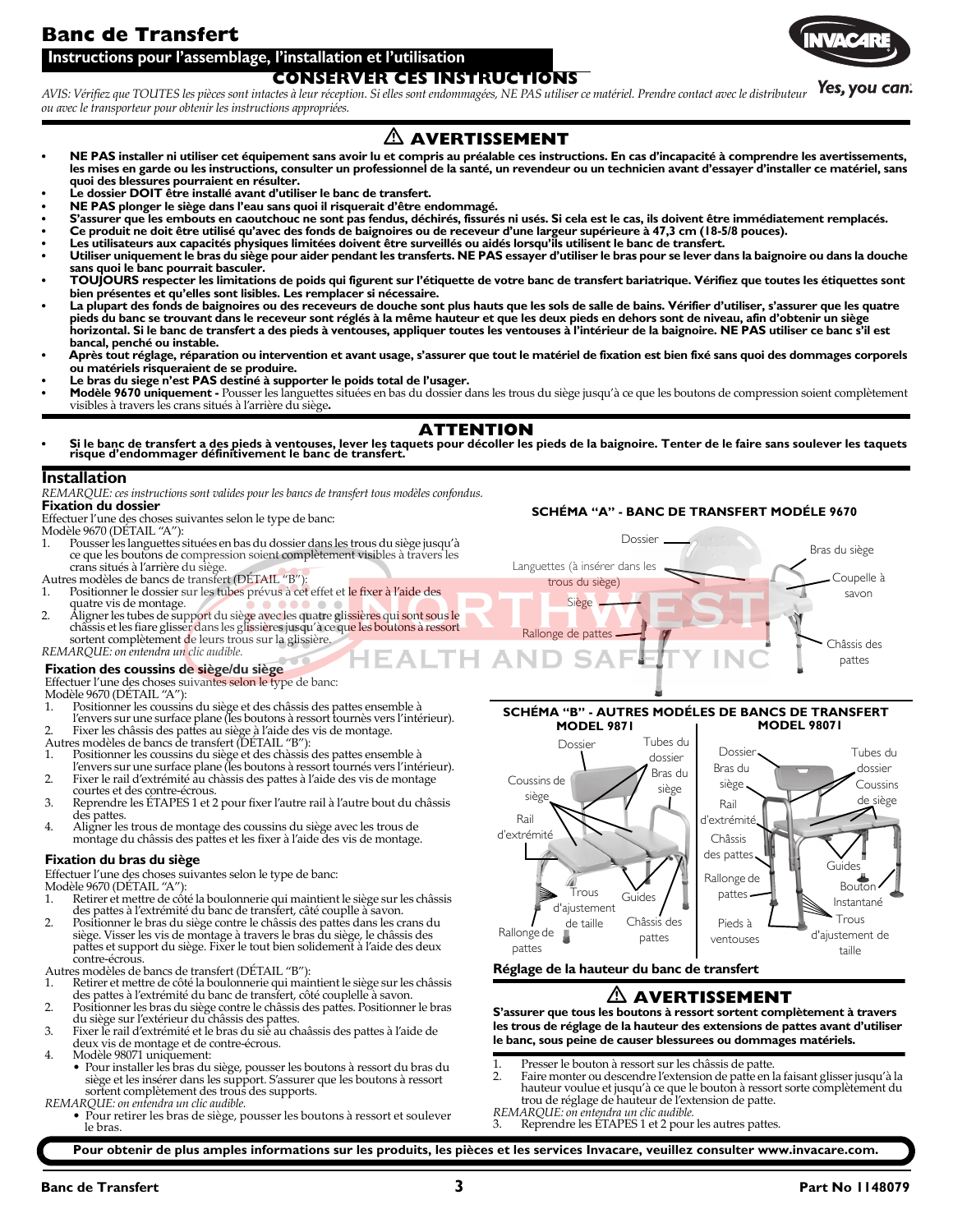# Banc de Transfert

## Instructions pour l'assemblage, l'installation et l'utilisation

**CONSERVER CES INSTRUCTIONS**

*AVIS: Vérifiez que TOUTES les pièces sont intactes à leur réception. Si elles sont endommagées, NE PAS utiliser ce matériel. Prendre contact avec le distributeur ou avec le transporteur pour obtenir les instructions appropriées.*

## ⚠ AVERTISSEMENT

- **NE PAS installer ni utiliser cet équipement sans avoir lu et compris au préalable ces instructions. En cas d'incapacité à comprendre les avertissements, les mises en garde ou les instructions, consulter un professionnel de la santé, un revendeur ou un technicien avant d'essayer d'installer ce matériel, sans quoi des blessures pourraient en résulter.**
- **Le dossier DOIT être installé avant d'utiliser le banc de transfert.**
- **NE PAS plonger le siège dans l'eau sans quoi il risquerait d'être endommagé.**
- **S'assurer que les embouts en caoutchouc ne sont pas fendus, déchirés, fissurés ni usés. Si cela est le cas, ils doivent être immédiatement remplacés.**
- **Ce produit ne doit être utilisé qu'avec des fonds de baignoires ou de receveur d'une largeur supérieure à 47,3 cm (18-5/8 pouces).**
- **Les utilisateurs aux capacités physiques limitées doivent être surveillés ou aidés lorsqu'ils utilisent le banc de transfert.**
- **Utiliser uniquement le bras du siège pour aider pendant les transferts. NE PAS essayer d'utiliser le bras pour se lever dans la baignoire ou dans la douche sans quoi le banc pourrait basculer.**
- **TOUJOURS respecter les limitations de poids qui figurent sur l'étiquette de votre banc de transfert bariatrique. Vérifiez que toutes les étiquettes sont bien présentes et qu'elles sont lisibles. Les remplacer si nécessaire.**
- **La plupart des fonds de baignoires ou des receveurs de douche sont plus hauts que les sols de salle de bains. Vérifier d'utiliser, s'assurer que les quatre pieds du banc se trouvant dans le receveur sont réglés à la même hauteur et que les deux pieds en dehors sont de niveau, afin d'obtenir un siège horizontal. Si le banc de transfert a des pieds à ventouses, appliquer toutes les ventouses à l'intérieur de la baignoire. NE PAS utiliser ce banc s'il est bancal, penché ou instable.**
- **Après tout réglage, réparation ou intervention et avant usage, s'assurer que tout le matériel de fixation est bien fixé sans quoi des dommages corporels ou matériels risqueraient de se produire.**
- **Le bras du siege n'est PAS destiné à supporter le poids total de l'usager.**
- **Modèle 9670 uniquement -** Pousser les languettes situées en bas du dossier dans les trous du siège jusqu'à ce que les boutons de compression soient complètement visibles à travers les crans situés à l'arrière du siège**.**

## ATTENTION

- **Si le banc de transfert a des pieds à ventouses, lever les taquets pour décoller les pieds de la baignoire. Tenter de le faire sans soulever les taquets risque d'endommager définitivement le banc de transfert.**

## Installation

*REMARQUE: ces instructions sont valides pour les bancs de transfert tous modèles confondus.*

### Fixation du dossier

Effectuer l'une des choses suivantes selon le type de banc:

Modèle 9670 (DÉTAIL "A"):

1. Pousser les languettes situées en bas du dossier dans les trous du siège jusqu'à ce que les boutons de compression soient complètement visibles à travers les crans situés à l'arrière du siège.

Autres modèles de bancs de transfert (DÉTAIL "B"):

1. Positionner le dossier sur les tubes prévus à cet effet et le fixer à l'aide des quatre vis de montage.
2. Aligner les tubes de support du siège avec les quatre glissières qui sont sous le châssis et les fiare glisser dans les glissières jusqu'à ce que les boutons à ressort sortent complètement de leurs trous sur la glissière.

*REMARQUE: on entendra un clic audible.*

### Fixation des coussins de siège/du siège

Effectuer l'une des choses suivantes selon le type de banc:

Modèle 9670 (DÉTAIL "A"):

1. Positionner les coussins du siège et des châssis des pattes ensemble à l'envers sur une surface plane (les boutons à ressort tournés vers l'intérieur).
2. Fixer les châssis des pattes au siège à l'aide des vis de montage.

Autres modèles de bancs de transfert (DÉTAIL "B"):

1. Positionner les coussins du siège et des châssis des pattes ensemble à l'envers sur une surface plane (les boutons à ressort tournés vers l'intérieur).
2. Fixer le rail d'extrémité au châssis des pattes à l'aide des vis de montage courtes et des contre-écrous.
3. Reprendre les ÉTAPES 1 et 2 pour fixer l'autre rail à l'autre bout du châssis des pattes.
4. Aligner les trous de montage des coussins du siège avec les trous de montage du châssis des pattes et les fixer à l'aide des vis de montage.

### Fixation du bras du siège

Effectuer l'une des choses suivantes selon le type de banc:

Modèle 9670 (DÉTAIL "A"):

1. Retirer et mettre de côté la boulonnerie qui maintient le siège sur les châssis des pattes à l'extrémité du banc de transfert, côté couplle à savon.
2. Positionner le bras du siège contre le châssis des pattes dans les crans du siège. Visser les vis de montage à travers le bras du siège, le châssis des pattes et support du siège. Fixer le tout bien solidement à l'aide des deux contre-écrous.

Autres modèles de bancs de transfert (DÉTAIL "B"):

1. Retirer et mettre de côté la boulonnerie qui maintient le siège sur les châssis des pattes à l'extrémité du banc de transfert, côté couplelle à savon.
2. Positionner les bras du siège contre le châssis des pattes. Positionner le bras du siège sur l'extérieur du châssis des pattes.
3. Fixer le rail d'extrémité et le bras du sie au chaâssis des pattes à l'aide de deux vis de montage et de contre-écrous.
4. Modèle 98071 uniquement:
   - Pour installer les bras du siège, pousser les boutons à ressort du bras du siège et les insérer dans les support. S'assurer que les boutons à ressort sortent complètement des trous des supports.

   *REMARQUE: on entendra un clic audible.*

   - Pour retirer les bras de siège, pousser les boutons à ressort et soulever le bras.

**SCHÉMA "A" - BANC DE TRANSFERT MODÈLE 9670**

Dossier · Bras du siège · Languettes (à insérer dans les trous du siège) · Coupelle à savon · Siège · Rallonge de pattes · Châssis des pattes

**SCHÉMA "B" - AUTRES MODÈLES DE BANCS DE TRANSFERT**

**MODEL 9871**: Dossier · Tubes du dossier · Bras du siège · Coussins de siège · Rail d'extrémité · Trous d'ajustement de taille · Guides · Châssis des pattes · Rallonge de pattes

**MODEL 98071**: Dossier · Tubes du dossier · Bras du siège · Coussins de siège · Rail d'extrémité · Châssis des pattes · Guides · Rallonge de pattes · Bouton Instantané · Trous d'ajustement de taille · Pieds à ventouses

### Réglage de la hauteur du banc de transfert

## ⚠ AVERTISSEMENT

**S'assurer que tous les boutons à ressort sortent complètement à travers les trous de réglage de la hauteur des extensions de pattes avant d'utiliser le banc, sous peine de causer blessurees ou dommages matériels.**

1. Presser le bouton à ressort sur les châssis de patte.
2. Faire monter ou descendre l'extension de patte en la faisant glisser jusqu'à la hauteur voulue et jusqu'à ce que le bouton à ressort sorte complètement du trou de réglage de hauteur de l'extension de patte.

*REMARQUE: on entendra un clic audible.*

3. Reprendre les ÉTAPES 1 et 2 pour les autres pattes.

**Pour obtenir de plus amples informations sur les produits, les pièces et les services Invacare, veuillez consulter www.invacare.com.**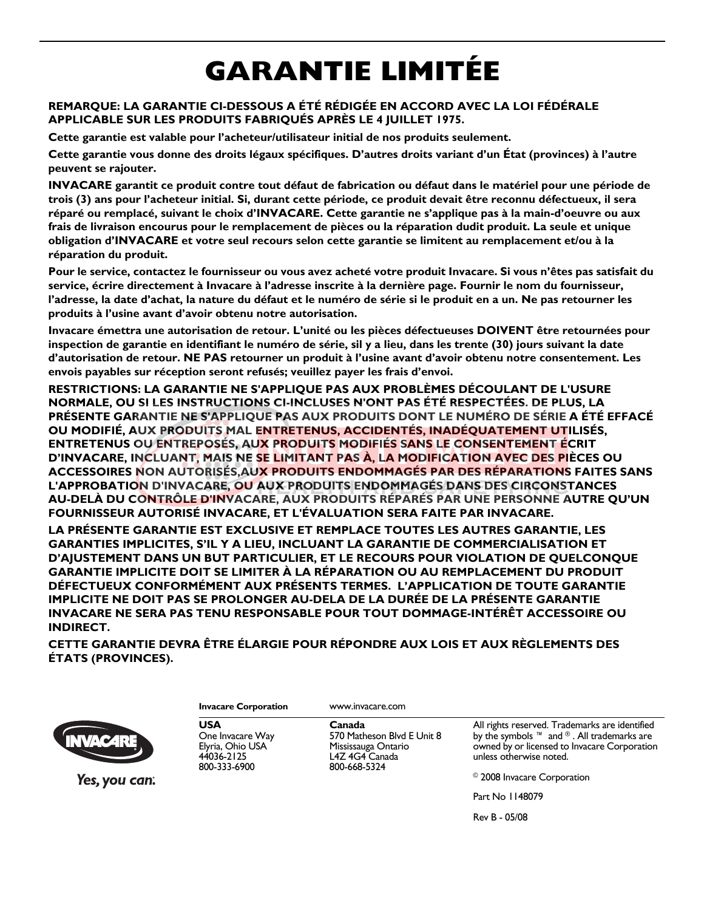# GARANTIE LIMITÉE

**REMARQUE: LA GARANTIE CI-DESSOUS A ÉTÉ RÉDIGÉE EN ACCORD AVEC LA LOI FÉDÉRALE APPLICABLE SUR LES PRODUITS FABRIQUÉS APRÈS LE 4 JUILLET 1975.**

**Cette garantie est valable pour l'acheteur/utilisateur initial de nos produits seulement.**

**Cette garantie vous donne des droits légaux spécifiques. D'autres droits variant d'un État (provinces) à l'autre peuvent se rajouter.**

**INVACARE garantit ce produit contre tout défaut de fabrication ou défaut dans le matériel pour une période de trois (3) ans pour l'acheteur initial. Si, durant cette période, ce produit devait être reconnu défectueux, il sera réparé ou remplacé, suivant le choix d'INVACARE. Cette garantie ne s'applique pas à la main-d'oeuvre ou aux frais de livraison encourus pour le remplacement de pièces ou la réparation dudit produit. La seule et unique obligation d'INVACARE et votre seul recours selon cette garantie se limitent au remplacement et/ou à la réparation du produit.**

**Pour le service, contactez le fournisseur ou vous avez acheté votre produit Invacare. Si vous n'êtes pas satisfait du service, écrire directement à Invacare à l'adresse inscrite à la dernière page. Fournir le nom du fournisseur, l'adresse, la date d'achat, la nature du défaut et le numéro de série si le produit en a un. Ne pas retourner les produits à l'usine avant d'avoir obtenu notre autorisation.**

**Invacare émettra une autorisation de retour. L'unité ou les pièces défectueuses DOIVENT être retournées pour inspection de garantie en identifiant le numéro de série, sil y a lieu, dans les trente (30) jours suivant la date d'autorisation de retour. NE PAS retourner un produit à l'usine avant d'avoir obtenu notre consentement. Les envois payables sur réception seront refusés; veuillez payer les frais d'envoi.**

**RESTRICTIONS: LA GARANTIE NE S'APPLIQUE PAS AUX PROBLÈMES DÉCOULANT DE L'USURE NORMALE, OU SI LES INSTRUCTIONS CI-INCLUSES N'ONT PAS ÉTÉ RESPECTÉES. DE PLUS, LA PRÉSENTE GARANTIE NE S'APPLIQUE PAS AUX PRODUITS DONT LE NUMÉRO DE SÉRIE A ÉTÉ EFFACÉ OU MODIFIÉ, AUX PRODUITS MAL ENTRETENUS, ACCIDENTÉS, INADÉQUATEMENT UTILISÉS, ENTRETENUS OU ENTREPOSÉS, AUX PRODUITS MODIFIÉS SANS LE CONSENTEMENT ÉCRIT D'INVACARE, INCLUANT, MAIS NE SE LIMITANT PAS À, LA MODIFICATION AVEC DES PIÈCES OU ACCESSOIRES NON AUTORISÉS,AUX PRODUITS ENDOMMAGÉS PAR DES RÉPARATIONS FAITES SANS L'APPROBATION D'INVACARE, OU AUX PRODUITS ENDOMMAGÉS DANS DES CIRCONSTANCES AU-DELÀ DU CONTRÔLE D'INVACARE, AUX PRODUITS RÉPARÉS PAR UNE PERSONNE AUTRE QU'UN FOURNISSEUR AUTORISÉ INVACARE, ET L'ÉVALUATION SERA FAITE PAR INVACARE.**

**LA PRÉSENTE GARANTIE EST EXCLUSIVE ET REMPLACE TOUTES LES AUTRES GARANTIE, LES GARANTIES IMPLICITES, S'IL Y A LIEU, INCLUANT LA GARANTIE DE COMMERCIALISATION ET D'AJUSTEMENT DANS UN BUT PARTICULIER, ET LE RECOURS POUR VIOLATION DE QUELCONQUE GARANTIE IMPLICITE DOIT SE LIMITER À LA RÉPARATION OU AU REMPLACEMENT DU PRODUIT DÉFECTUEUX CONFORMÉMENT AUX PRÉSENTS TERMES. L'APPLICATION DE TOUTE GARANTIE IMPLICITE NE DOIT PAS SE PROLONGER AU-DELA DE LA DURÉE DE LA PRÉSENTE GARANTIE INVACARE NE SERA PAS TENU RESPONSABLE POUR TOUT DOMMAGE-INTÉRÊT ACCESSOIRE OU INDIRECT.**

**CETTE GARANTIE DEVRA ÊTRE ÉLARGIE POUR RÉPONDRE AUX LOIS ET AUX RÈGLEMENTS DES ÉTATS (PROVINCES).**

INVACARE
*Yes, you can.*

**Invacare Corporation** www.invacare.com

**USA**
One Invacare Way
Elyria, Ohio USA
44036-2125
800-333-6900

**Canada**
570 Matheson Blvd E Unit 8
Mississauga Ontario
L4Z 4G4 Canada
800-668-5324

All rights reserved. Trademarks are identified by the symbols ™ and ®. All trademarks are owned by or licensed to Invacare Corporation unless otherwise noted.

© 2008 Invacare Corporation

Part No 1148079

Rev B - 05/08